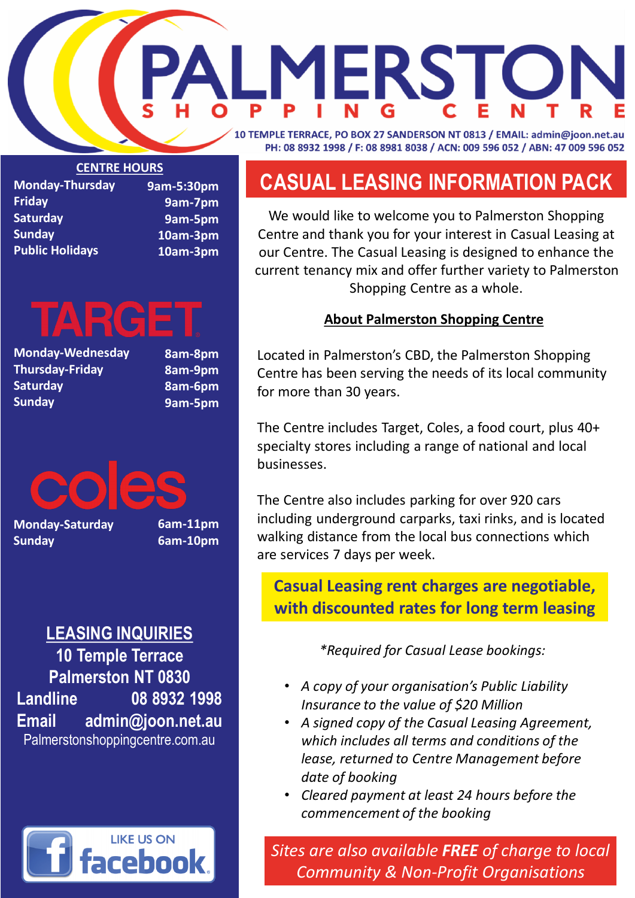# PALMERSTON SHOPPING CENTRE

10 TEMPLE TERRACE, PO BOX 27 SANDERSON NT 0813 / EMAIL: admin@joon.net.au
PH: 08 8932 1998 / F: 08 8981 8038 / ACN: 009 596 052 / ABN: 47 009 596 052

## CENTRE HOURS

| | |
|---|---|
| Monday-Thursday | 9am-5:30pm |
| Friday | 9am-7pm |
| Saturday | 9am-5pm |
| Sunday | 10am-3pm |
| Public Holidays | 10am-3pm |

## TARGET

| | |
|---|---|
| Monday-Wednesday | 8am-8pm |
| Thursday-Friday | 8am-9pm |
| Saturday | 8am-6pm |
| Sunday | 9am-5pm |

## coles

| | |
|---|---|
| Monday-Saturday | 6am-11pm |
| Sunday | 6am-10pm |

## LEASING INQUIRIES

10 Temple Terrace
Palmerston NT 0830
Landline 08 8932 1998
Email admin@joon.net.au
Palmerstonshoppingcentre.com.au

LIKE US ON facebook

# CASUAL LEASING INFORMATION PACK

We would like to welcome you to Palmerston Shopping Centre and thank you for your interest in Casual Leasing at our Centre. The Casual Leasing is designed to enhance the current tenancy mix and offer further variety to Palmerston Shopping Centre as a whole.

## About Palmerston Shopping Centre

Located in Palmerston's CBD, the Palmerston Shopping Centre has been serving the needs of its local community for more than 30 years.

The Centre includes Target, Coles, a food court, plus 40+ specialty stores including a range of national and local businesses.

The Centre also includes parking for over 920 cars including underground carparks, taxi rinks, and is located walking distance from the local bus connections which are services 7 days per week.

**Casual Leasing rent charges are negotiable, with discounted rates for long term leasing**

*\*Required for Casual Lease bookings:*

- *A copy of your organisation's Public Liability Insurance to the value of $20 Million*
- *A signed copy of the Casual Leasing Agreement, which includes all terms and conditions of the lease, returned to Centre Management before date of booking*
- *Cleared payment at least 24 hours before the commencement of the booking*

*Sites are also available **FREE** of charge to local Community & Non-Profit Organisations*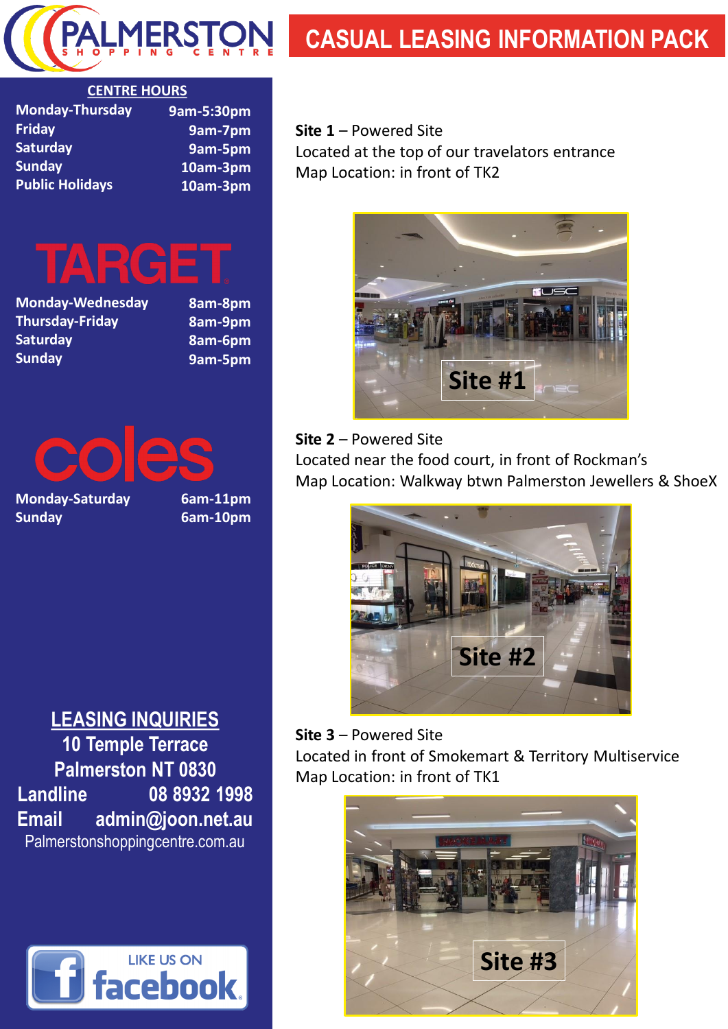**PALMERSTON** SHOPPING CENTRE

# CASUAL LEASING INFORMATION PACK

## CENTRE HOURS

| | |
|---|---|
| Monday-Thursday | 9am-5:30pm |
| Friday | 9am-7pm |
| Saturday | 9am-5pm |
| Sunday | 10am-3pm |
| Public Holidays | 10am-3pm |

## TARGET

| | |
|---|---|
| Monday-Wednesday | 8am-8pm |
| Thursday-Friday | 8am-9pm |
| Saturday | 8am-6pm |
| Sunday | 9am-5pm |

## coles

| | |
|---|---|
| Monday-Saturday | 6am-11pm |
| Sunday | 6am-10pm |

## LEASING INQUIRIES

10 Temple Terrace
Palmerston NT 0830
Landline 08 8932 1998
Email admin@joon.net.au
Palmerstonshoppingcentre.com.au

LIKE US ON facebook

**Site 1** – Powered Site
Located at the top of our travelators entrance
Map Location: in front of TK2

Site #1

**Site 2** – Powered Site
Located near the food court, in front of Rockman's
Map Location: Walkway btwn Palmerston Jewellers & ShoeX

Site #2

**Site 3** – Powered Site
Located in front of Smokemart & Territory Multiservice
Map Location: in front of TK1

Site #3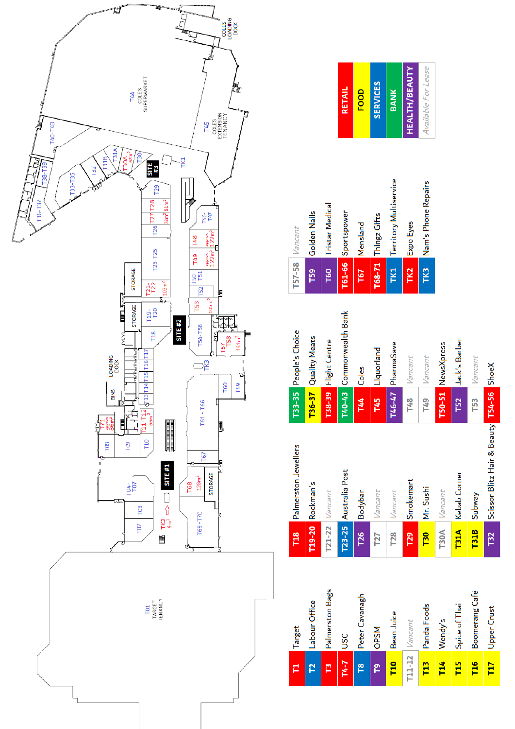T01 TARGET TENANCY

T44 COLES SUPERMARKET

T45 COLES EXTENSION TENANCY

COLES LOADING DOCK

LOADING DOCK

BINS

STORAGE

SITE #1

SITE #2

SITE #3

T71 approx 86m2

T11-T12 66m2

TK2 9m2

T68 128m2

T21-T22 103m2

T27 78m2

T28 81m2

T30A 67m2

T48 approx 122m2

T49 approx 122m2

T53 105m2

T57-T58 141m2

| | |
|---|---|
| T1 | Target |
| T2 | Labour Office |
| T3 | Palmerston Bags |
| T4-7 | USC |
| T8 | Peter Cavanagh |
| T9 | OPSM |
| T10 | Bean Juice |
| T11-12 | Vacant |
| T13 | Panda Foods |
| T14 | Wendy's |
| T15 | Spice of Thai |
| T16 | Boomerang Café |
| T17 | Upper Crust |

| | |
|---|---|
| T18 | Palmerston Jewellers |
| T19-20 | Rockman's |
| T21-22 | Vacant |
| T23-25 | Australia Post |
| T26 | Bodybar |
| T27 | Vacant |
| T28 | Vacant |
| T29 | Smokemart |
| T30 | Mr. Sushi |
| T30A | Vacant |
| T31A | Kebab Corner |
| T31B | Subway |
| T32 | Scissor Blitz Hair & Beauty |

| | |
|---|---|
| T33-35 | People's Choice |
| T36-37 | Quality Meats |
| T38-39 | Flight Centre |
| T40-43 | Commonwealth Bank |
| T44 | Coles |
| T45 | Liquorland |
| T46-47 | PharmaSave |
| T48 | Vacant |
| T49 | Vacant |
| T50-51 | NewsXpress |
| T52 | Jack's Barber |
| T53 | Vacant |
| T54-56 | ShoeX |

| | |
|---|---|
| T57-58 | Vancant |
| T59 | Golden Nails |
| T60 | Tristar Medical |
| T61-66 | Sportspower |
| T67 | Mensland |
| T68-71 | Thingz Gifts |
| TK1 | Territory Multiservice |
| TK2 | Expo Eyes |
| TK3 | Nam's Phone Repairs |

RETAIL

FOOD

SERVICES

BANK

HEALTH/BEAUTY

*Available For Lease*